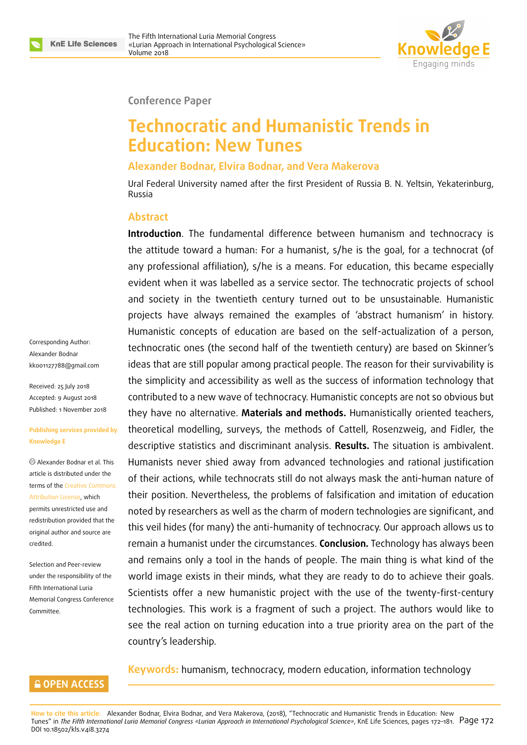Conference Paper

# Technocratic and Humanistic Trends in Education: New Tunes

### Alexander Bodnar, Elvira Bodnar, and Vera Makerova

Ural Federal University named after the first President of Russia B. N. Yeltsin, Yekaterinburg, Russia

## Abstract

**Introduction**. The fundamental difference between humanism and technocracy is the attitude toward a human: For a humanist, s/he is the goal, for a technocrat (of any professional affiliation), s/he is a means. For education, this became especially evident when it was labelled as a service sector. The technocratic projects of school and society in the twentieth century turned out to be unsustainable. Humanistic projects have always remained the examples of 'abstract humanism' in history. Humanistic concepts of education are based on the self-actualization of a person, technocratic ones (the second half of the twentieth century) are based on Skinner's ideas that are still popular among practical people. The reason for their survivability is the simplicity and accessibility as well as the success of information technology that contributed to a new wave of technocracy. Humanistic concepts are not so obvious but they have no alternative. **Materials and methods.** Humanistically oriented teachers, theoretical modelling, surveys, the methods of Cattell, Rosenzweig, and Fidler, the descriptive statistics and discriminant analysis. **Results.** The situation is ambivalent. Humanists never shied away from advanced technologies and rational justification of their actions, while technocrats still do not always mask the anti-human nature of their position. Nevertheless, the problems of falsification and imitation of education noted by researchers as well as the charm of modern technologies are significant, and this veil hides (for many) the anti-humanity of technocracy. Our approach allows us to remain a humanist under the circumstances. **Conclusion.** Technology has always been and remains only a tool in the hands of people. The main thing is what kind of the world image exists in their minds, what they are ready to do to achieve their goals. Scientists offer a new humanistic project with the use of the twenty-first-century technologies. This work is a fragment of such a project. The authors would like to see the real action on turning education into a true priority area on the part of the country's leadership.

**Keywords:** humanism, technocracy, modern education, information technology

Corresponding Author:
Alexander Bodnar
kk001127788@gmail.com

Received: 25 July 2018
Accepted: 9 August 2018
Published: 1 November 2018

**Publishing services provided by Knowledge E**

© Alexander Bodnar et al. This article is distributed under the terms of the Creative Commons Attribution License, which permits unrestricted use and redistribution provided that the original author and source are credited.

Selection and Peer-review under the responsibility of the Fifth International Luria Memorial Congress Conference Committee.

**OPEN ACCESS**

How to cite this article: Alexander Bodnar, Elvira Bodnar, and Vera Makerova, (2018), "Technocratic and Humanistic Trends in Education: New Tunes" in *The Fifth International Luria Memorial Congress «Lurian Approach in International Psychological Science»*, KnE Life Sciences, pages 172–181. DOI 10.18502/kls.v4i8.3274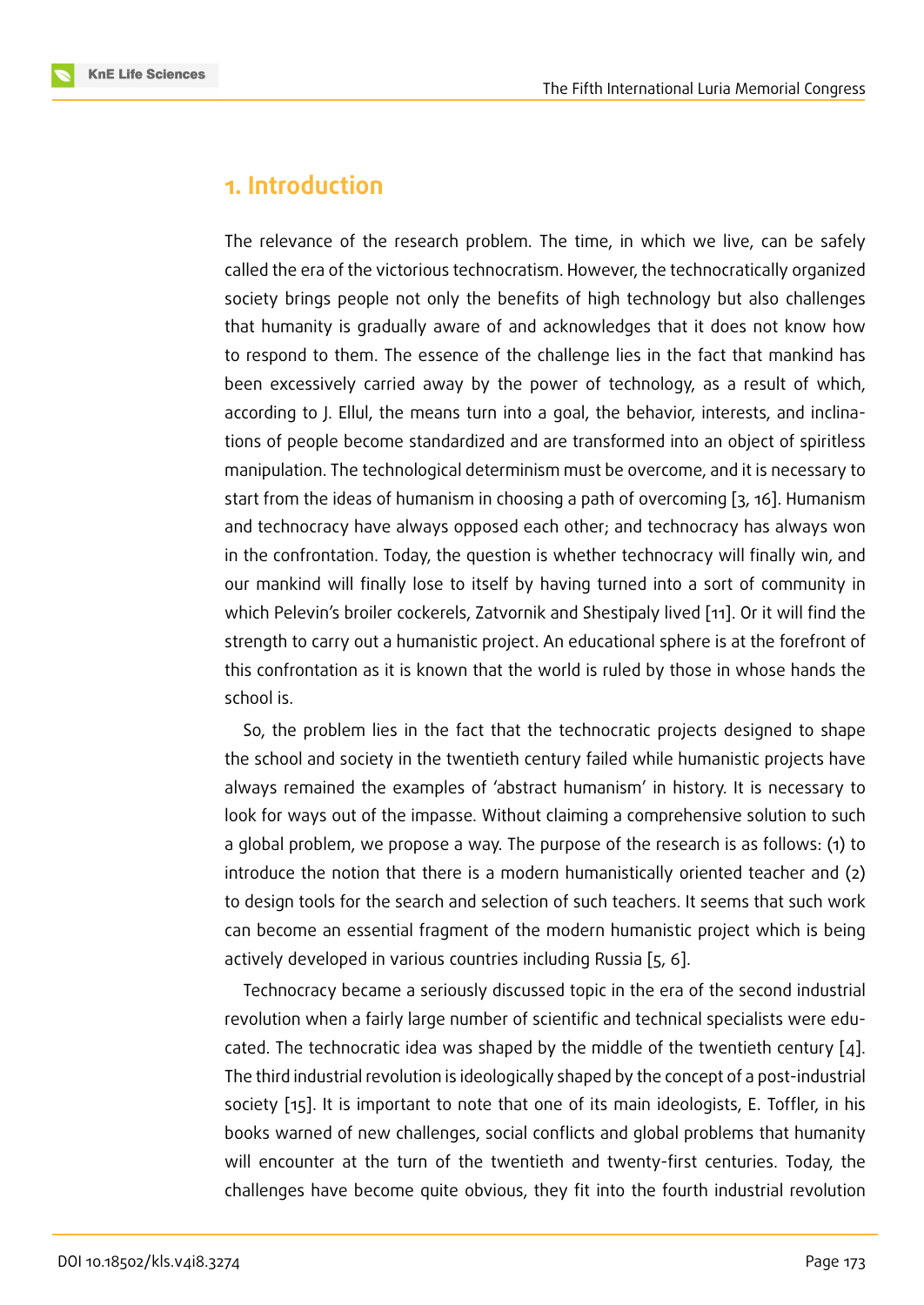## 1. Introduction

The relevance of the research problem. The time, in which we live, can be safely called the era of the victorious technocratism. However, the technocratically organized society brings people not only the benefits of high technology but also challenges that humanity is gradually aware of and acknowledges that it does not know how to respond to them. The essence of the challenge lies in the fact that mankind has been excessively carried away by the power of technology, as a result of which, according to J. Ellul, the means turn into a goal, the behavior, interests, and inclinations of people become standardized and are transformed into an object of spiritless manipulation. The technological determinism must be overcome, and it is necessary to start from the ideas of humanism in choosing a path of overcoming [3, 16]. Humanism and technocracy have always opposed each other; and technocracy has always won in the confrontation. Today, the question is whether technocracy will finally win, and our mankind will finally lose to itself by having turned into a sort of community in which Pelevin's broiler cockerels, Zatvornik and Shestipaly lived [11]. Or it will find the strength to carry out a humanistic project. An educational sphere is at the forefront of this confrontation as it is known that the world is ruled by those in whose hands the school is.

So, the problem lies in the fact that the technocratic projects designed to shape the school and society in the twentieth century failed while humanistic projects have always remained the examples of 'abstract humanism' in history. It is necessary to look for ways out of the impasse. Without claiming a comprehensive solution to such a global problem, we propose a way. The purpose of the research is as follows: (1) to introduce the notion that there is a modern humanistically oriented teacher and (2) to design tools for the search and selection of such teachers. It seems that such work can become an essential fragment of the modern humanistic project which is being actively developed in various countries including Russia [5, 6].

Technocracy became a seriously discussed topic in the era of the second industrial revolution when a fairly large number of scientific and technical specialists were educated. The technocratic idea was shaped by the middle of the twentieth century [4]. The third industrial revolution is ideologically shaped by the concept of a post-industrial society [15]. It is important to note that one of its main ideologists, E. Toffler, in his books warned of new challenges, social conflicts and global problems that humanity will encounter at the turn of the twentieth and twenty-first centuries. Today, the challenges have become quite obvious, they fit into the fourth industrial revolution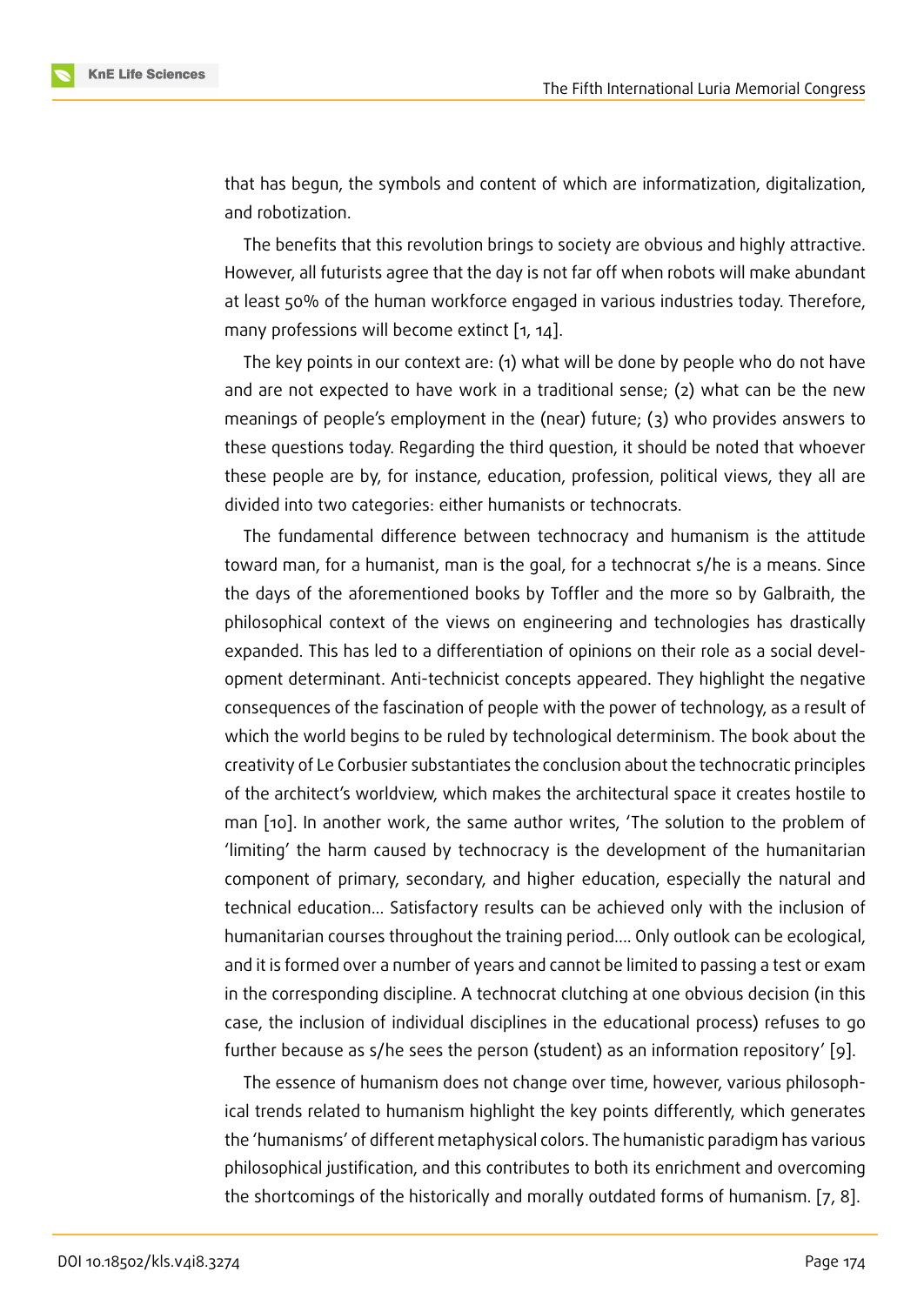that has begun, the symbols and content of which are informatization, digitalization, and robotization.

The benefits that this revolution brings to society are obvious and highly attractive. However, all futurists agree that the day is not far off when robots will make abundant at least 50% of the human workforce engaged in various industries today. Therefore, many professions will become extinct [1, 14].

The key points in our context are: (1) what will be done by people who do not have and are not expected to have work in a traditional sense; (2) what can be the new meanings of people's employment in the (near) future; (3) who provides answers to these questions today. Regarding the third question, it should be noted that whoever these people are by, for instance, education, profession, political views, they all are divided into two categories: either humanists or technocrats.

The fundamental difference between technocracy and humanism is the attitude toward man, for a humanist, man is the goal, for a technocrat s/he is a means. Since the days of the aforementioned books by Toffler and the more so by Galbraith, the philosophical context of the views on engineering and technologies has drastically expanded. This has led to a differentiation of opinions on their role as a social development determinant. Anti-technicist concepts appeared. They highlight the negative consequences of the fascination of people with the power of technology, as a result of which the world begins to be ruled by technological determinism. The book about the creativity of Le Corbusier substantiates the conclusion about the technocratic principles of the architect's worldview, which makes the architectural space it creates hostile to man [10]. In another work, the same author writes, 'The solution to the problem of 'limiting' the harm caused by technocracy is the development of the humanitarian component of primary, secondary, and higher education, especially the natural and technical education... Satisfactory results can be achieved only with the inclusion of humanitarian courses throughout the training period.... Only outlook can be ecological, and it is formed over a number of years and cannot be limited to passing a test or exam in the corresponding discipline. A technocrat clutching at one obvious decision (in this case, the inclusion of individual disciplines in the educational process) refuses to go further because as s/he sees the person (student) as an information repository' [9].

The essence of humanism does not change over time, however, various philosophical trends related to humanism highlight the key points differently, which generates the 'humanisms' of different metaphysical colors. The humanistic paradigm has various philosophical justification, and this contributes to both its enrichment and overcoming the shortcomings of the historically and morally outdated forms of humanism. [7, 8].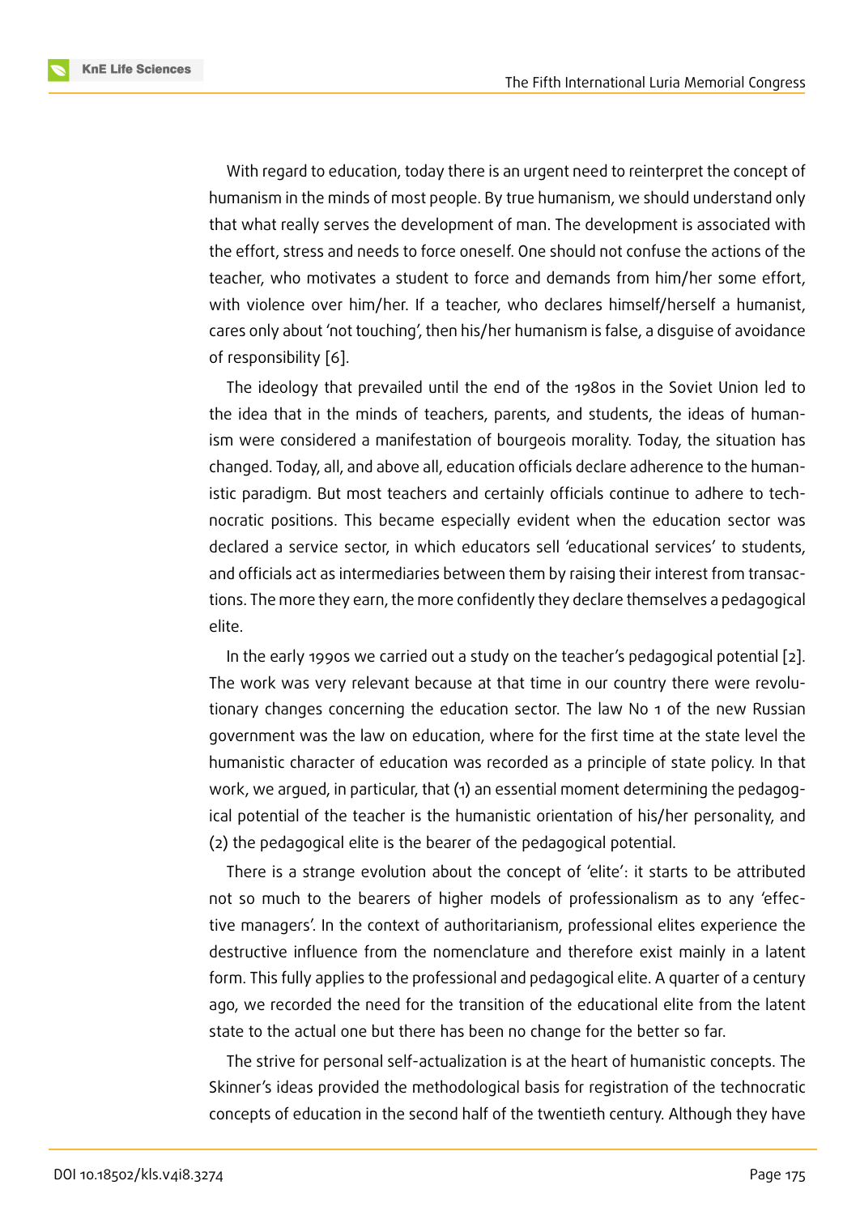With regard to education, today there is an urgent need to reinterpret the concept of humanism in the minds of most people. By true humanism, we should understand only that what really serves the development of man. The development is associated with the effort, stress and needs to force oneself. One should not confuse the actions of the teacher, who motivates a student to force and demands from him/her some effort, with violence over him/her. If a teacher, who declares himself/herself a humanist, cares only about 'not touching', then his/her humanism is false, a disguise of avoidance of responsibility [6].

The ideology that prevailed until the end of the 1980s in the Soviet Union led to the idea that in the minds of teachers, parents, and students, the ideas of humanism were considered a manifestation of bourgeois morality. Today, the situation has changed. Today, all, and above all, education officials declare adherence to the humanistic paradigm. But most teachers and certainly officials continue to adhere to technocratic positions. This became especially evident when the education sector was declared a service sector, in which educators sell 'educational services' to students, and officials act as intermediaries between them by raising their interest from transactions. The more they earn, the more confidently they declare themselves a pedagogical elite.

In the early 1990s we carried out a study on the teacher's pedagogical potential [2]. The work was very relevant because at that time in our country there were revolutionary changes concerning the education sector. The law No 1 of the new Russian government was the law on education, where for the first time at the state level the humanistic character of education was recorded as a principle of state policy. In that work, we argued, in particular, that (1) an essential moment determining the pedagogical potential of the teacher is the humanistic orientation of his/her personality, and (2) the pedagogical elite is the bearer of the pedagogical potential.

There is a strange evolution about the concept of 'elite': it starts to be attributed not so much to the bearers of higher models of professionalism as to any 'effective managers'. In the context of authoritarianism, professional elites experience the destructive influence from the nomenclature and therefore exist mainly in a latent form. This fully applies to the professional and pedagogical elite. A quarter of a century ago, we recorded the need for the transition of the educational elite from the latent state to the actual one but there has been no change for the better so far.

The strive for personal self-actualization is at the heart of humanistic concepts. The Skinner's ideas provided the methodological basis for registration of the technocratic concepts of education in the second half of the twentieth century. Although they have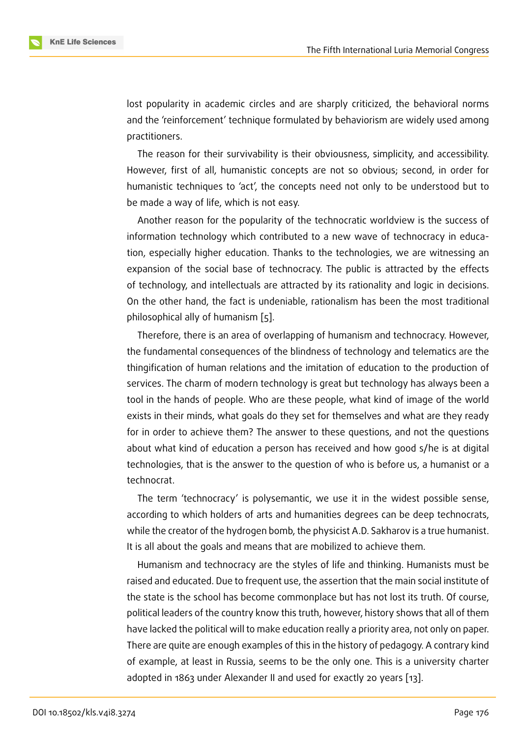lost popularity in academic circles and are sharply criticized, the behavioral norms and the 'reinforcement' technique formulated by behaviorism are widely used among practitioners.

The reason for their survivability is their obviousness, simplicity, and accessibility. However, first of all, humanistic concepts are not so obvious; second, in order for humanistic techniques to 'act', the concepts need not only to be understood but to be made a way of life, which is not easy.

Another reason for the popularity of the technocratic worldview is the success of information technology which contributed to a new wave of technocracy in education, especially higher education. Thanks to the technologies, we are witnessing an expansion of the social base of technocracy. The public is attracted by the effects of technology, and intellectuals are attracted by its rationality and logic in decisions. On the other hand, the fact is undeniable, rationalism has been the most traditional philosophical ally of humanism [5].

Therefore, there is an area of overlapping of humanism and technocracy. However, the fundamental consequences of the blindness of technology and telematics are the thingification of human relations and the imitation of education to the production of services. The charm of modern technology is great but technology has always been a tool in the hands of people. Who are these people, what kind of image of the world exists in their minds, what goals do they set for themselves and what are they ready for in order to achieve them? The answer to these questions, and not the questions about what kind of education a person has received and how good s/he is at digital technologies, that is the answer to the question of who is before us, a humanist or a technocrat.

The term 'technocracy' is polysemantic, we use it in the widest possible sense, according to which holders of arts and humanities degrees can be deep technocrats, while the creator of the hydrogen bomb, the physicist A.D. Sakharov is a true humanist. It is all about the goals and means that are mobilized to achieve them.

Humanism and technocracy are the styles of life and thinking. Humanists must be raised and educated. Due to frequent use, the assertion that the main social institute of the state is the school has become commonplace but has not lost its truth. Of course, political leaders of the country know this truth, however, history shows that all of them have lacked the political will to make education really a priority area, not only on paper. There are quite are enough examples of this in the history of pedagogy. A contrary kind of example, at least in Russia, seems to be the only one. This is a university charter adopted in 1863 under Alexander II and used for exactly 20 years [13].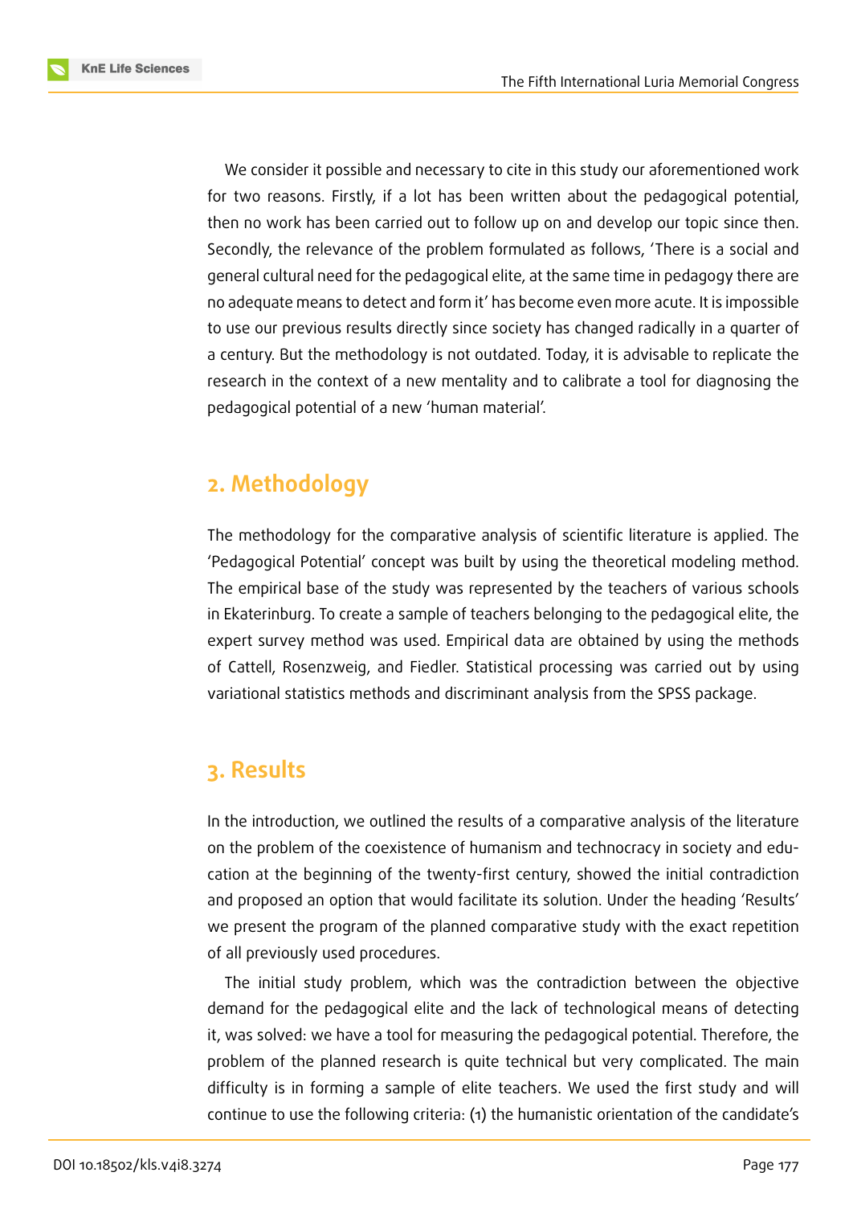We consider it possible and necessary to cite in this study our aforementioned work for two reasons. Firstly, if a lot has been written about the pedagogical potential, then no work has been carried out to follow up on and develop our topic since then. Secondly, the relevance of the problem formulated as follows, 'There is a social and general cultural need for the pedagogical elite, at the same time in pedagogy there are no adequate means to detect and form it' has become even more acute. It is impossible to use our previous results directly since society has changed radically in a quarter of a century. But the methodology is not outdated. Today, it is advisable to replicate the research in the context of a new mentality and to calibrate a tool for diagnosing the pedagogical potential of a new 'human material'.

## 2. Methodology

The methodology for the comparative analysis of scientific literature is applied. The 'Pedagogical Potential' concept was built by using the theoretical modeling method. The empirical base of the study was represented by the teachers of various schools in Ekaterinburg. To create a sample of teachers belonging to the pedagogical elite, the expert survey method was used. Empirical data are obtained by using the methods of Cattell, Rosenzweig, and Fiedler. Statistical processing was carried out by using variational statistics methods and discriminant analysis from the SPSS package.

## 3. Results

In the introduction, we outlined the results of a comparative analysis of the literature on the problem of the coexistence of humanism and technocracy in society and education at the beginning of the twenty-first century, showed the initial contradiction and proposed an option that would facilitate its solution. Under the heading 'Results' we present the program of the planned comparative study with the exact repetition of all previously used procedures.

The initial study problem, which was the contradiction between the objective demand for the pedagogical elite and the lack of technological means of detecting it, was solved: we have a tool for measuring the pedagogical potential. Therefore, the problem of the planned research is quite technical but very complicated. The main difficulty is in forming a sample of elite teachers. We used the first study and will continue to use the following criteria: (1) the humanistic orientation of the candidate's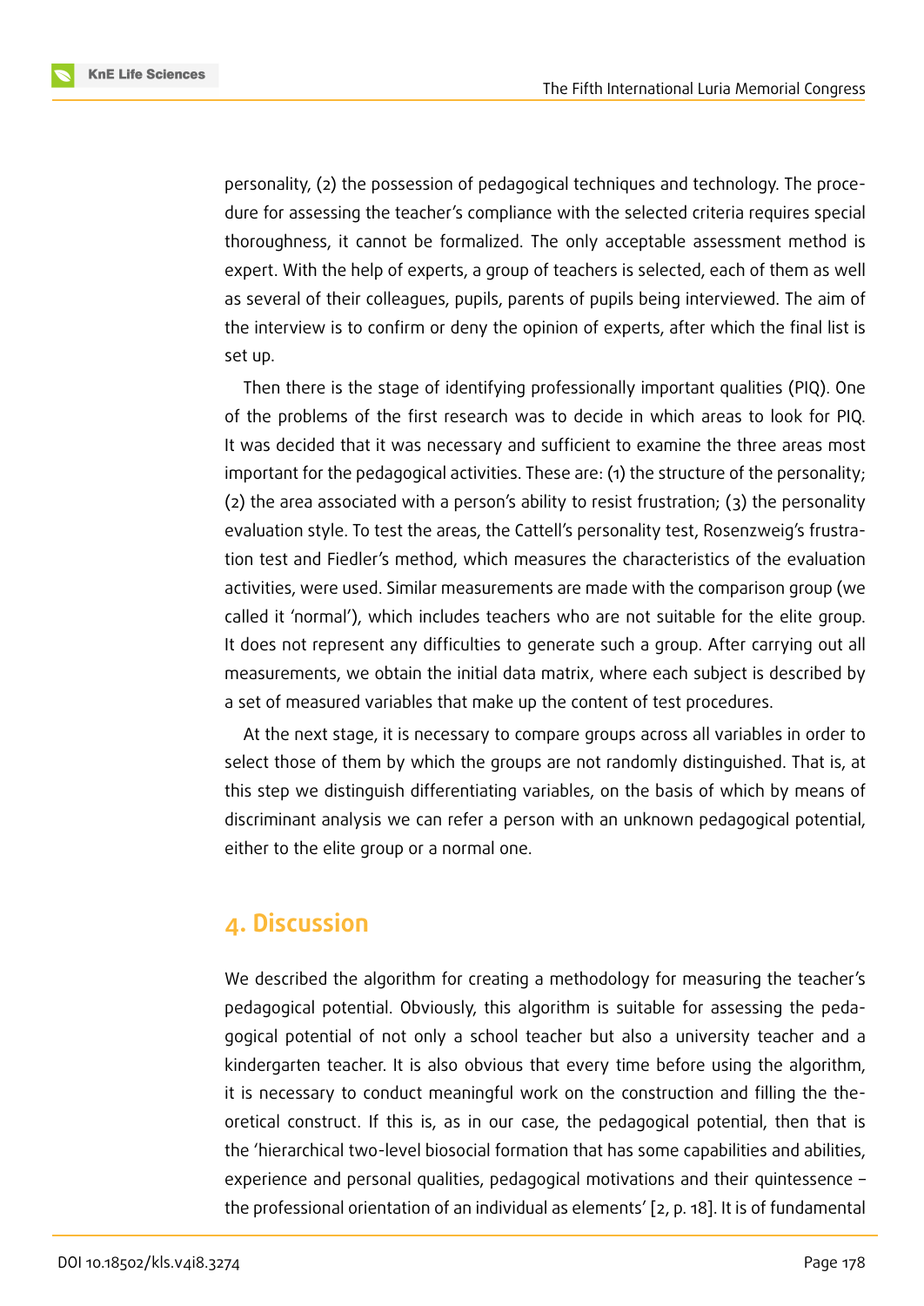personality, (2) the possession of pedagogical techniques and technology. The procedure for assessing the teacher's compliance with the selected criteria requires special thoroughness, it cannot be formalized. The only acceptable assessment method is expert. With the help of experts, a group of teachers is selected, each of them as well as several of their colleagues, pupils, parents of pupils being interviewed. The aim of the interview is to confirm or deny the opinion of experts, after which the final list is set up.

Then there is the stage of identifying professionally important qualities (PIQ). One of the problems of the first research was to decide in which areas to look for PIQ. It was decided that it was necessary and sufficient to examine the three areas most important for the pedagogical activities. These are: (1) the structure of the personality; (2) the area associated with a person's ability to resist frustration; (3) the personality evaluation style. To test the areas, the Cattell's personality test, Rosenzweig's frustration test and Fiedler's method, which measures the characteristics of the evaluation activities, were used. Similar measurements are made with the comparison group (we called it 'normal'), which includes teachers who are not suitable for the elite group. It does not represent any difficulties to generate such a group. After carrying out all measurements, we obtain the initial data matrix, where each subject is described by a set of measured variables that make up the content of test procedures.

At the next stage, it is necessary to compare groups across all variables in order to select those of them by which the groups are not randomly distinguished. That is, at this step we distinguish differentiating variables, on the basis of which by means of discriminant analysis we can refer a person with an unknown pedagogical potential, either to the elite group or a normal one.

## 4. Discussion

We described the algorithm for creating a methodology for measuring the teacher's pedagogical potential. Obviously, this algorithm is suitable for assessing the pedagogical potential of not only a school teacher but also a university teacher and a kindergarten teacher. It is also obvious that every time before using the algorithm, it is necessary to conduct meaningful work on the construction and filling the theoretical construct. If this is, as in our case, the pedagogical potential, then that is the 'hierarchical two-level biosocial formation that has some capabilities and abilities, experience and personal qualities, pedagogical motivations and their quintessence – the professional orientation of an individual as elements' [2, p. 18]. It is of fundamental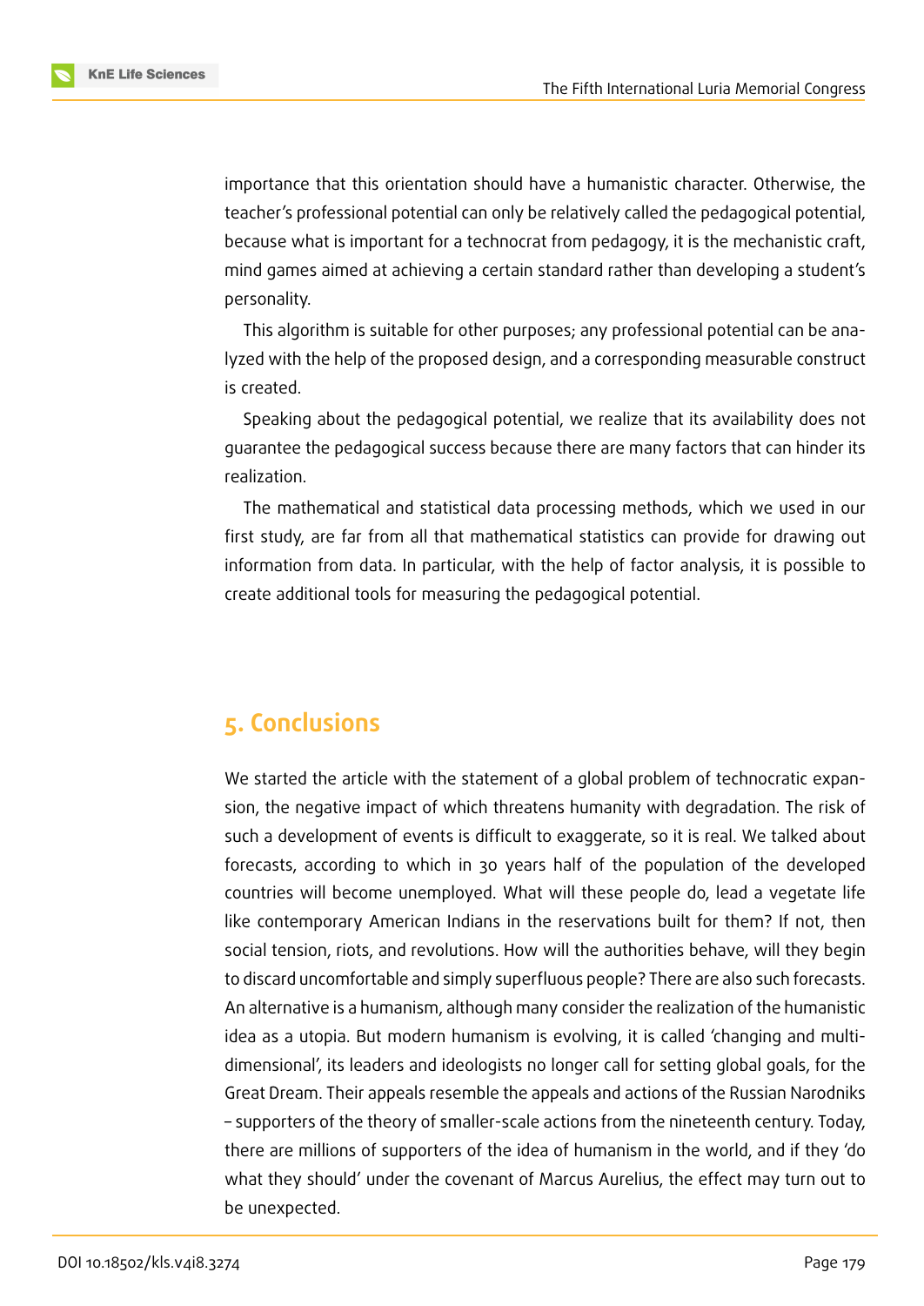importance that this orientation should have a humanistic character. Otherwise, the teacher's professional potential can only be relatively called the pedagogical potential, because what is important for a technocrat from pedagogy, it is the mechanistic craft, mind games aimed at achieving a certain standard rather than developing a student's personality.

This algorithm is suitable for other purposes; any professional potential can be analyzed with the help of the proposed design, and a corresponding measurable construct is created.

Speaking about the pedagogical potential, we realize that its availability does not guarantee the pedagogical success because there are many factors that can hinder its realization.

The mathematical and statistical data processing methods, which we used in our first study, are far from all that mathematical statistics can provide for drawing out information from data. In particular, with the help of factor analysis, it is possible to create additional tools for measuring the pedagogical potential.

## 5. Conclusions

We started the article with the statement of a global problem of technocratic expansion, the negative impact of which threatens humanity with degradation. The risk of such a development of events is difficult to exaggerate, so it is real. We talked about forecasts, according to which in 30 years half of the population of the developed countries will become unemployed. What will these people do, lead a vegetate life like contemporary American Indians in the reservations built for them? If not, then social tension, riots, and revolutions. How will the authorities behave, will they begin to discard uncomfortable and simply superfluous people? There are also such forecasts. An alternative is a humanism, although many consider the realization of the humanistic idea as a utopia. But modern humanism is evolving, it is called 'changing and multi-dimensional', its leaders and ideologists no longer call for setting global goals, for the Great Dream. Their appeals resemble the appeals and actions of the Russian Narodniks – supporters of the theory of smaller-scale actions from the nineteenth century. Today, there are millions of supporters of the idea of humanism in the world, and if they 'do what they should' under the covenant of Marcus Aurelius, the effect may turn out to be unexpected.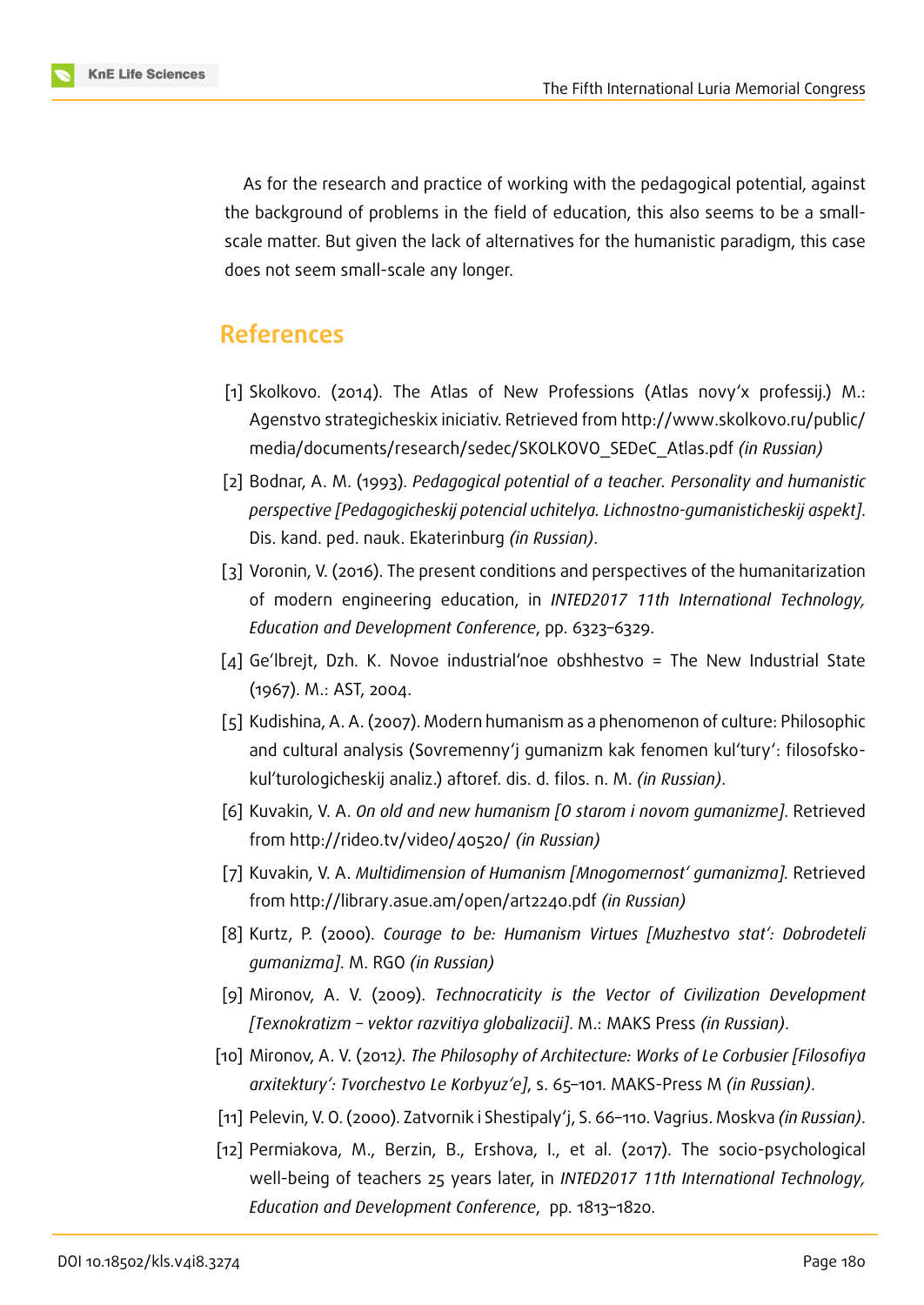As for the research and practice of working with the pedagogical potential, against the background of problems in the field of education, this also seems to be a small-scale matter. But given the lack of alternatives for the humanistic paradigm, this case does not seem small-scale any longer.

## References

[1] Skolkovo. (2014). The Atlas of New Professions (Atlas novy'x professij.) M.: Agenstvo strategicheskix iniciativ. Retrieved from http://www.skolkovo.ru/public/media/documents/research/sedec/SKOLKOVO_SEDeC_Atlas.pdf *(in Russian)*

[2] Bodnar, A. M. (1993). *Pedagogical potential of a teacher. Personality and humanistic perspective [Pedagogicheskij potencial uchitelya. Lichnostno-gumanisticheskij aspekt]*. Dis. kand. ped. nauk. Ekaterinburg *(in Russian)*.

[3] Voronin, V. (2016). The present conditions and perspectives of the humanitarization of modern engineering education, in *INTED2017 11th International Technology, Education and Development Conference*, pp. 6323–6329.

[4] Ge'lbrejt, Dzh. K. Novoe industrial'noe obshhestvo = The New Industrial State (1967). M.: AST, 2004.

[5] Kudishina, A. A. (2007). Modern humanism as a phenomenon of culture: Philosophic and cultural analysis (Sovremenny'j gumanizm kak fenomen kul'tury': filosofsko-kul'turologicheskij analiz.) aftoref. dis. d. filos. n. M. *(in Russian)*.

[6] Kuvakin, V. A. *On old and new humanism [O starom i novom gumanizme]*. Retrieved from http://rideo.tv/video/40520/ *(in Russian)*

[7] Kuvakin, V. A. *Multidimension of Humanism [Mnogomernost' gumanizma]*. Retrieved from http://library.asue.am/open/art2240.pdf *(in Russian)*

[8] Kurtz, P. (2000). *Courage to be: Humanism Virtues [Muzhestvo stat': Dobrodeteli gumanizma]*. M. RGO *(in Russian)*

[9] Mironov, A. V. (2009). *Technocraticity is the Vector of Civilization Development [Texnokratizm – vektor razvitiya globalizacii]*. M.: MAKS Press *(in Russian)*.

[10] Mironov, A. V. (2012*). The Philosophy of Architecture: Works of Le Corbusier [Filosofiya arxitektury': Tvorchestvo Le Korbyuz'e]*, s. 65–101. MAKS-Press M *(in Russian)*.

[11] Pelevin, V. O. (2000). Zatvornik i Shestipaly'j, S. 66–110. Vagrius. Moskva *(in Russian)*.

[12] Permiakova, M., Berzin, B., Ershova, I., et al. (2017). The socio-psychological well-being of teachers 25 years later, in *INTED2017 11th International Technology, Education and Development Conference*, pp. 1813–1820.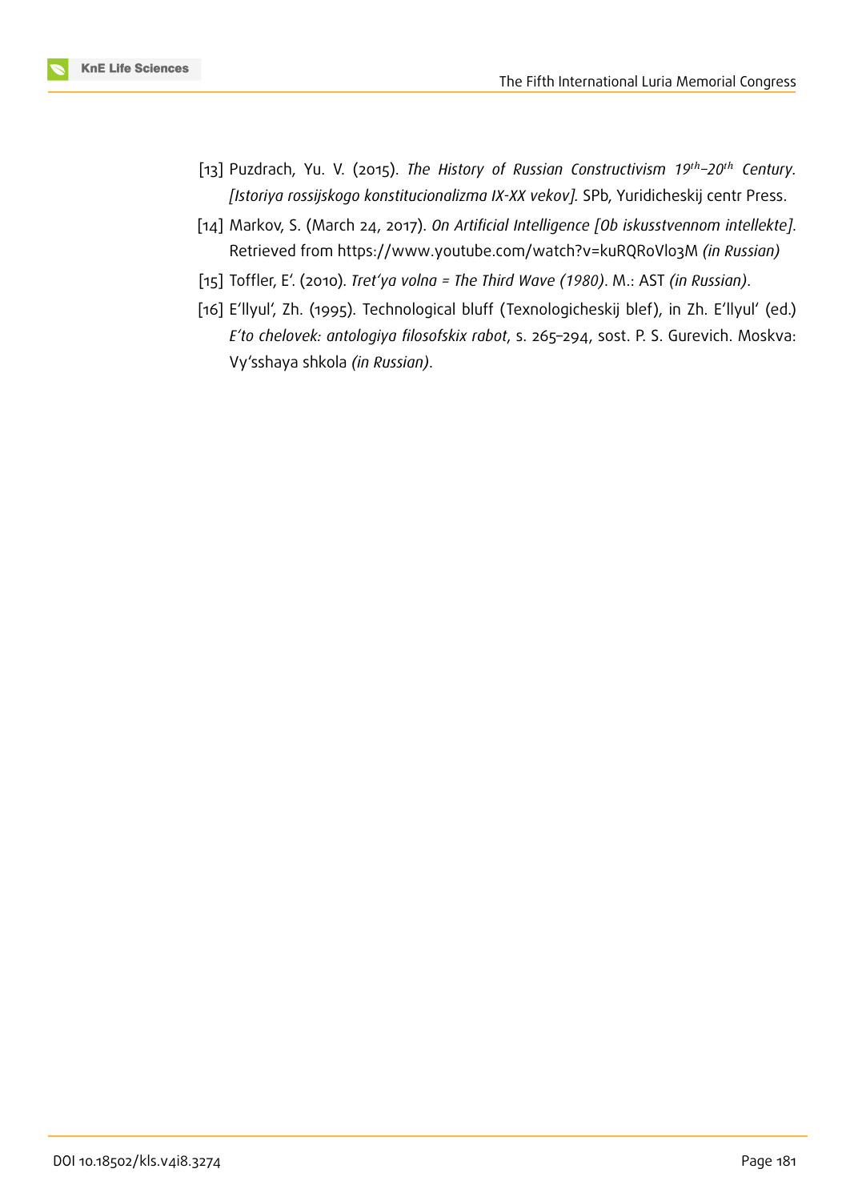[13] Puzdrach, Yu. V. (2015). *The History of Russian Constructivism 19$^{th}$–20$^{th}$ Century. [Istoriya rossijskogo konstitucionalizma IX-XX vekov].* SPb, Yuridicheskij centr Press.

[14] Markov, S. (March 24, 2017). *On Artificial Intelligence [Ob iskusstvennom intellekte].* Retrieved from https://www.youtube.com/watch?v=kuRQRoVlo3M *(in Russian)*

[15] Toffler, E'. (2010). *Tret'ya volna = The Third Wave (1980)*. M.: AST *(in Russian)*.

[16] E'llyul', Zh. (1995). Technological bluff (Texnologicheskij blef), in Zh. E'llyul' (ed.) *E'to chelovek: antologiya filosofskix rabot*, s. 265–294, sost. P. S. Gurevich. Moskva: Vy'sshaya shkola *(in Russian)*.